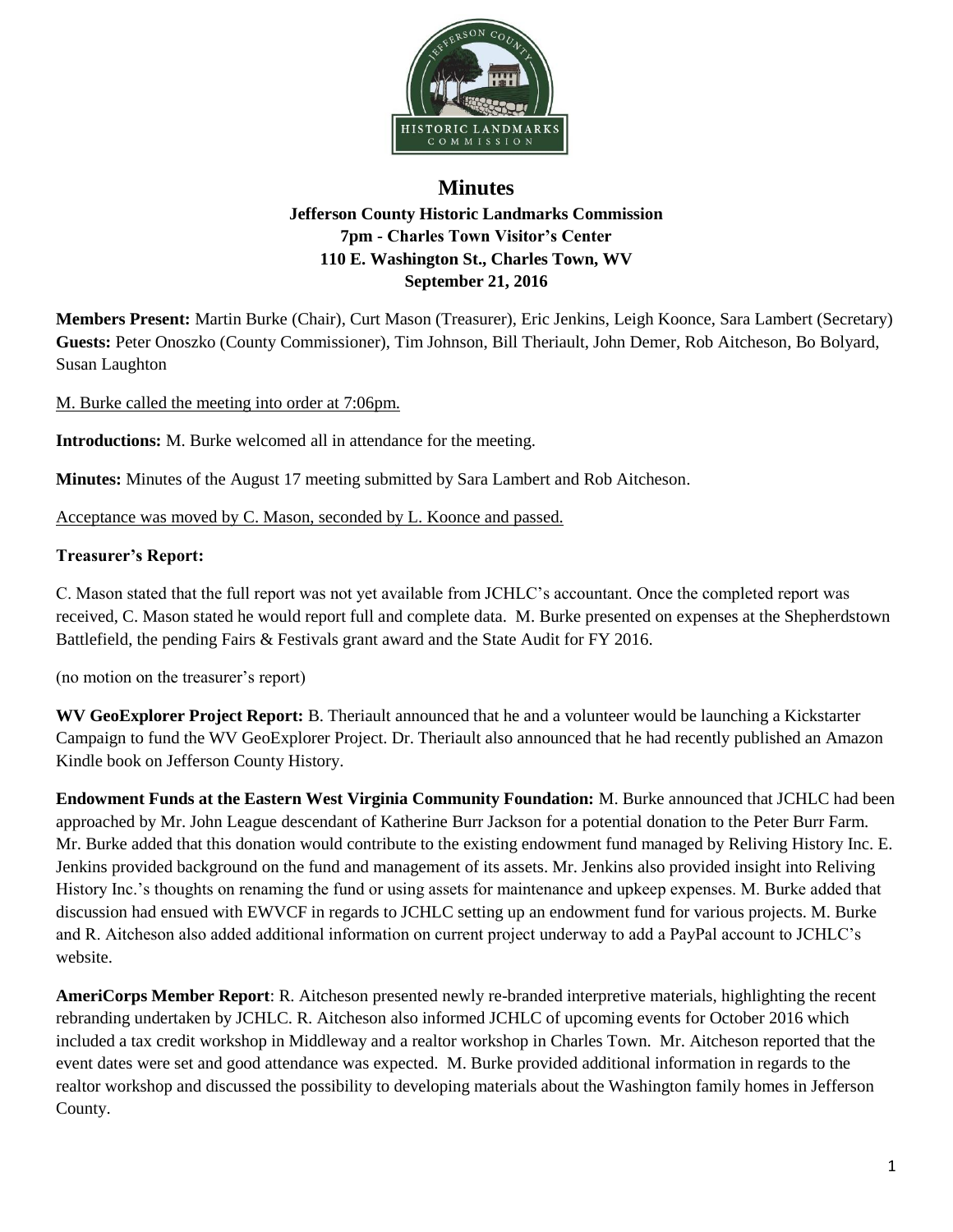# Minutes

**Jefferson County Historic Landmarks Commission**
**7pm - Charles Town Visitor's Center**
**110 E. Washington St., Charles Town, WV**
**September 21, 2016**

**Members Present:** Martin Burke (Chair), Curt Mason (Treasurer), Eric Jenkins, Leigh Koonce, Sara Lambert (Secretary)
**Guests:** Peter Onoszko (County Commissioner), Tim Johnson, Bill Theriault, John Demer, Rob Aitcheson, Bo Bolyard, Susan Laughton

M. Burke called the meeting into order at 7:06pm.

**Introductions:** M. Burke welcomed all in attendance for the meeting.

**Minutes:** Minutes of the August 17 meeting submitted by Sara Lambert and Rob Aitcheson.

Acceptance was moved by C. Mason, seconded by L. Koonce and passed.

**Treasurer's Report:**

C. Mason stated that the full report was not yet available from JCHLC's accountant. Once the completed report was received, C. Mason stated he would report full and complete data. M. Burke presented on expenses at the Shepherdstown Battlefield, the pending Fairs & Festivals grant award and the State Audit for FY 2016.

(no motion on the treasurer's report)

**WV GeoExplorer Project Report:** B. Theriault announced that he and a volunteer would be launching a Kickstarter Campaign to fund the WV GeoExplorer Project. Dr. Theriault also announced that he had recently published an Amazon Kindle book on Jefferson County History.

**Endowment Funds at the Eastern West Virginia Community Foundation:** M. Burke announced that JCHLC had been approached by Mr. John League descendant of Katherine Burr Jackson for a potential donation to the Peter Burr Farm. Mr. Burke added that this donation would contribute to the existing endowment fund managed by Reliving History Inc. E. Jenkins provided background on the fund and management of its assets. Mr. Jenkins also provided insight into Reliving History Inc.'s thoughts on renaming the fund or using assets for maintenance and upkeep expenses. M. Burke added that discussion had ensued with EWVCF in regards to JCHLC setting up an endowment fund for various projects. M. Burke and R. Aitcheson also added additional information on current project underway to add a PayPal account to JCHLC's website.

**AmeriCorps Member Report**: R. Aitcheson presented newly re-branded interpretive materials, highlighting the recent rebranding undertaken by JCHLC. R. Aitcheson also informed JCHLC of upcoming events for October 2016 which included a tax credit workshop in Middleway and a realtor workshop in Charles Town. Mr. Aitcheson reported that the event dates were set and good attendance was expected. M. Burke provided additional information in regards to the realtor workshop and discussed the possibility to developing materials about the Washington family homes in Jefferson County.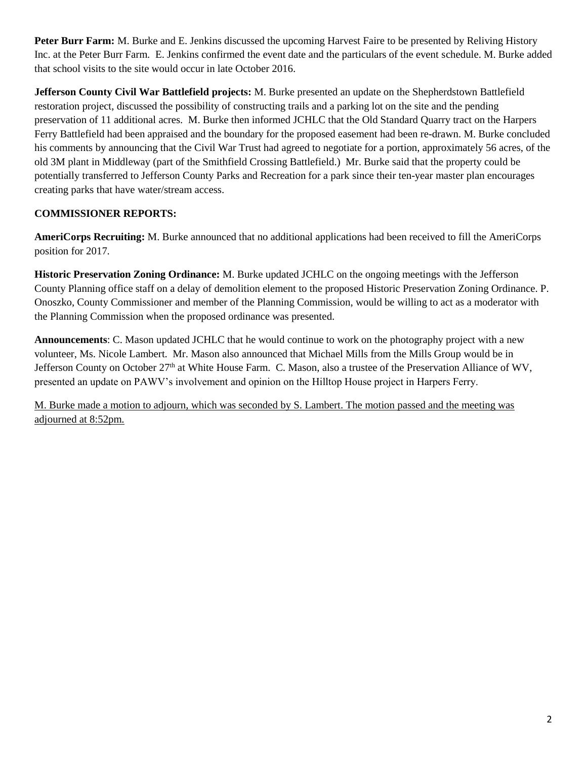**Peter Burr Farm:** M. Burke and E. Jenkins discussed the upcoming Harvest Faire to be presented by Reliving History Inc. at the Peter Burr Farm. E. Jenkins confirmed the event date and the particulars of the event schedule. M. Burke added that school visits to the site would occur in late October 2016.

**Jefferson County Civil War Battlefield projects:** M. Burke presented an update on the Shepherdstown Battlefield restoration project, discussed the possibility of constructing trails and a parking lot on the site and the pending preservation of 11 additional acres. M. Burke then informed JCHLC that the Old Standard Quarry tract on the Harpers Ferry Battlefield had been appraised and the boundary for the proposed easement had been re-drawn. M. Burke concluded his comments by announcing that the Civil War Trust had agreed to negotiate for a portion, approximately 56 acres, of the old 3M plant in Middleway (part of the Smithfield Crossing Battlefield.) Mr. Burke said that the property could be potentially transferred to Jefferson County Parks and Recreation for a park since their ten-year master plan encourages creating parks that have water/stream access.

**COMMISSIONER REPORTS:**

**AmeriCorps Recruiting:** M. Burke announced that no additional applications had been received to fill the AmeriCorps position for 2017.

**Historic Preservation Zoning Ordinance:** M. Burke updated JCHLC on the ongoing meetings with the Jefferson County Planning office staff on a delay of demolition element to the proposed Historic Preservation Zoning Ordinance. P. Onoszko, County Commissioner and member of the Planning Commission, would be willing to act as a moderator with the Planning Commission when the proposed ordinance was presented.

**Announcements**: C. Mason updated JCHLC that he would continue to work on the photography project with a new volunteer, Ms. Nicole Lambert. Mr. Mason also announced that Michael Mills from the Mills Group would be in Jefferson County on October 27th at White House Farm. C. Mason, also a trustee of the Preservation Alliance of WV, presented an update on PAWV's involvement and opinion on the Hilltop House project in Harpers Ferry.

<u>M. Burke made a motion to adjourn, which was seconded by S. Lambert. The motion passed and the meeting was adjourned at 8:52pm.</u>